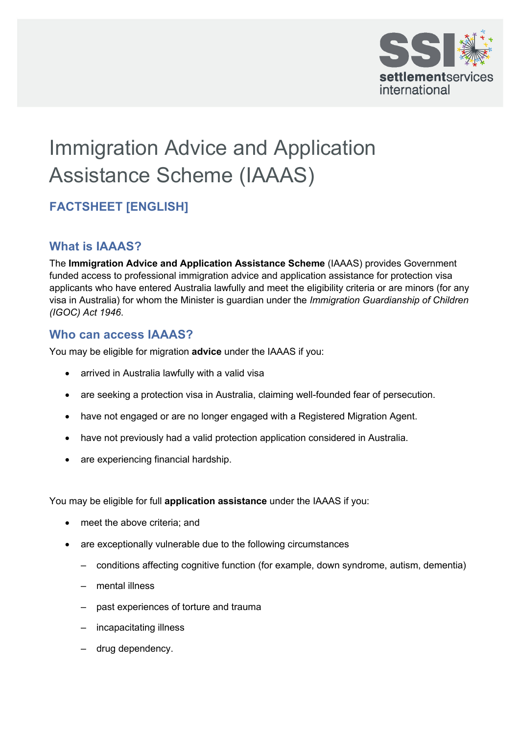# Immigration Advice and Application Assistance Scheme (IAAAS)

## FACTSHEET [ENGLISH]

## What is IAAAS?

The **Immigration Advice and Application Assistance Scheme** (IAAAS) provides Government funded access to professional immigration advice and application assistance for protection visa applicants who have entered Australia lawfully and meet the eligibility criteria or are minors (for any visa in Australia) for whom the Minister is guardian under the *Immigration Guardianship of Children (IGOC) Act 1946*.

## Who can access IAAAS?

You may be eligible for migration **advice** under the IAAAS if you:

- arrived in Australia lawfully with a valid visa
- are seeking a protection visa in Australia, claiming well-founded fear of persecution.
- have not engaged or are no longer engaged with a Registered Migration Agent.
- have not previously had a valid protection application considered in Australia.
- are experiencing financial hardship.

You may be eligible for full **application assistance** under the IAAAS if you:

- meet the above criteria; and
- are exceptionally vulnerable due to the following circumstances
  - conditions affecting cognitive function (for example, down syndrome, autism, dementia)
  - mental illness
  - past experiences of torture and trauma
  - incapacitating illness
  - drug dependency.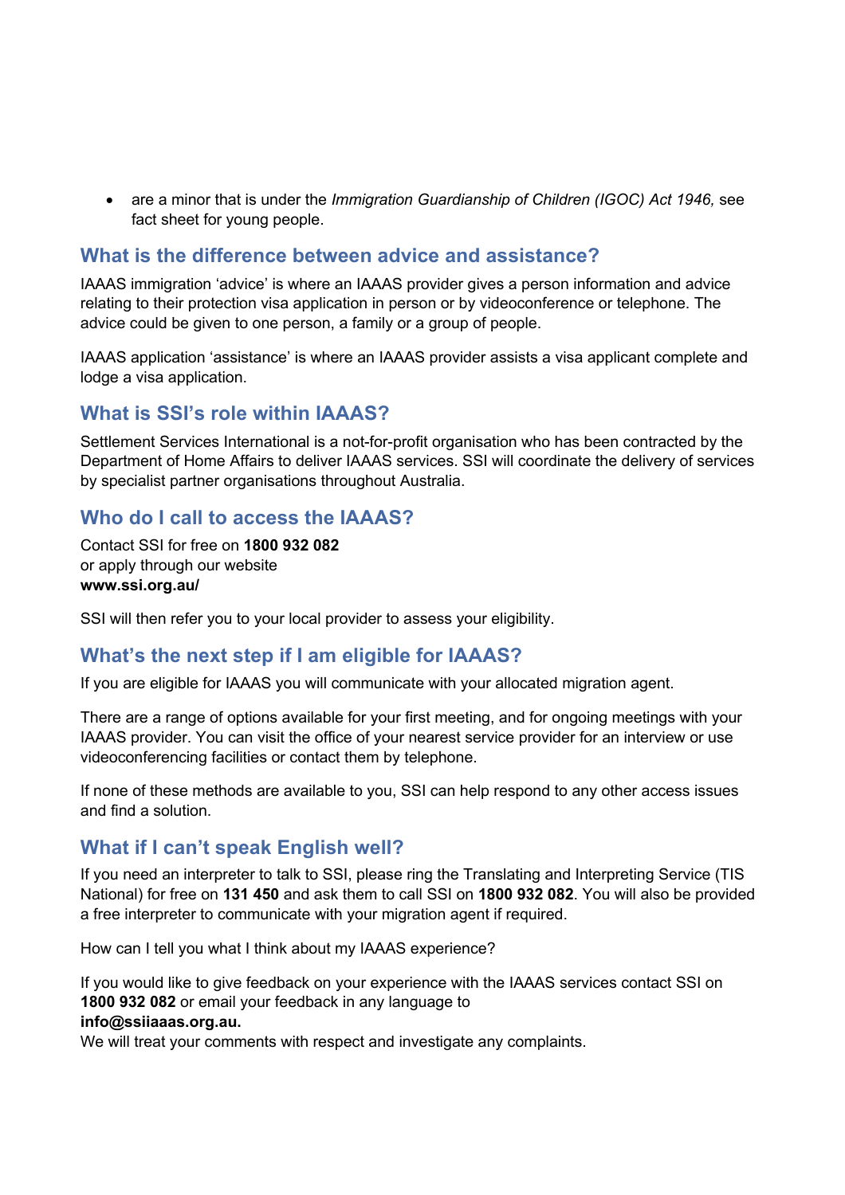- are a minor that is under the *Immigration Guardianship of Children (IGOC) Act 1946,* see fact sheet for young people.

## What is the difference between advice and assistance?

IAAAS immigration 'advice' is where an IAAAS provider gives a person information and advice relating to their protection visa application in person or by videoconference or telephone. The advice could be given to one person, a family or a group of people.

IAAAS application 'assistance' is where an IAAAS provider assists a visa applicant complete and lodge a visa application.

## What is SSI's role within IAAAS?

Settlement Services International is a not-for-profit organisation who has been contracted by the Department of Home Affairs to deliver IAAAS services. SSI will coordinate the delivery of services by specialist partner organisations throughout Australia.

## Who do I call to access the IAAAS?

Contact SSI for free on **1800 932 082**
or apply through our website
**www.ssi.org.au/**

SSI will then refer you to your local provider to assess your eligibility.

## What's the next step if I am eligible for IAAAS?

If you are eligible for IAAAS you will communicate with your allocated migration agent.

There are a range of options available for your first meeting, and for ongoing meetings with your IAAAS provider. You can visit the office of your nearest service provider for an interview or use videoconferencing facilities or contact them by telephone.

If none of these methods are available to you, SSI can help respond to any other access issues and find a solution.

## What if I can't speak English well?

If you need an interpreter to talk to SSI, please ring the Translating and Interpreting Service (TIS National) for free on **131 450** and ask them to call SSI on **1800 932 082**. You will also be provided a free interpreter to communicate with your migration agent if required.

How can I tell you what I think about my IAAAS experience?

If you would like to give feedback on your experience with the IAAAS services contact SSI on **1800 932 082** or email your feedback in any language to
**info@ssiiaaas.org.au.**
We will treat your comments with respect and investigate any complaints.